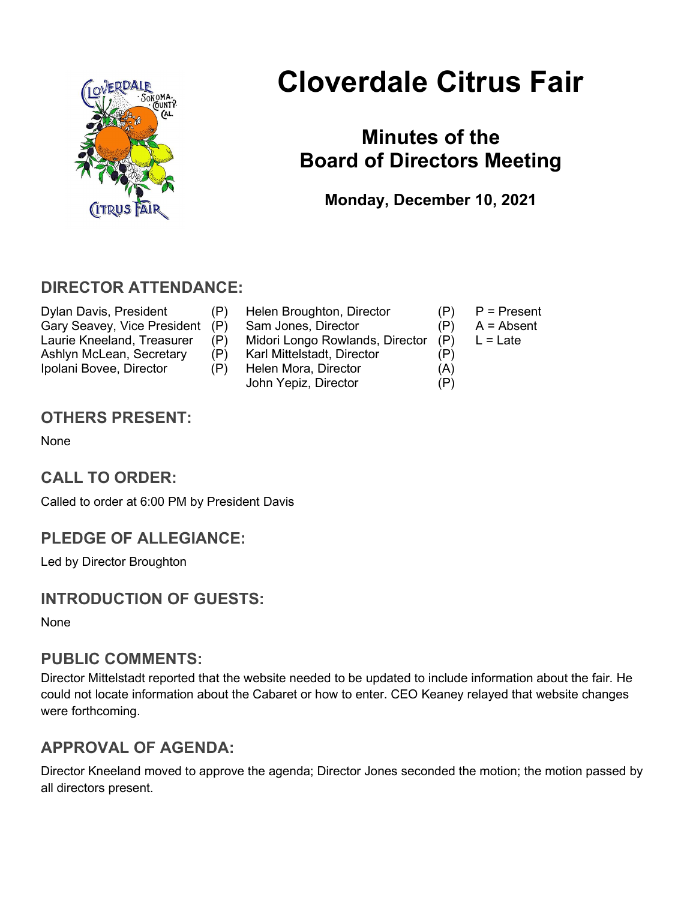# Cloverdale Citrus Fair

## Minutes of the Board of Directors Meeting

**Monday, December 10, 2021**

## DIRECTOR ATTENDANCE:

| | | | | |
|---|---|---|---|---|
| Dylan Davis, President | (P) | Helen Broughton, Director | (P) | P = Present |
| Gary Seavey, Vice President | (P) | Sam Jones, Director | (P) | A = Absent |
| Laurie Kneeland, Treasurer | (P) | Midori Longo Rowlands, Director | (P) | L = Late |
| Ashlyn McLean, Secretary | (P) | Karl Mittelstadt, Director | (P) | |
| Ipolani Bovee, Director | (P) | Helen Mora, Director | (A) | |
| | | John Yepiz, Director | (P) | |

## OTHERS PRESENT:

None

## CALL TO ORDER:

Called to order at 6:00 PM by President Davis

## PLEDGE OF ALLEGIANCE:

Led by Director Broughton

## INTRODUCTION OF GUESTS:

None

## PUBLIC COMMENTS:

Director Mittelstadt reported that the website needed to be updated to include information about the fair. He could not locate information about the Cabaret or how to enter. CEO Keaney relayed that website changes were forthcoming.

## APPROVAL OF AGENDA:

Director Kneeland moved to approve the agenda; Director Jones seconded the motion; the motion passed by all directors present.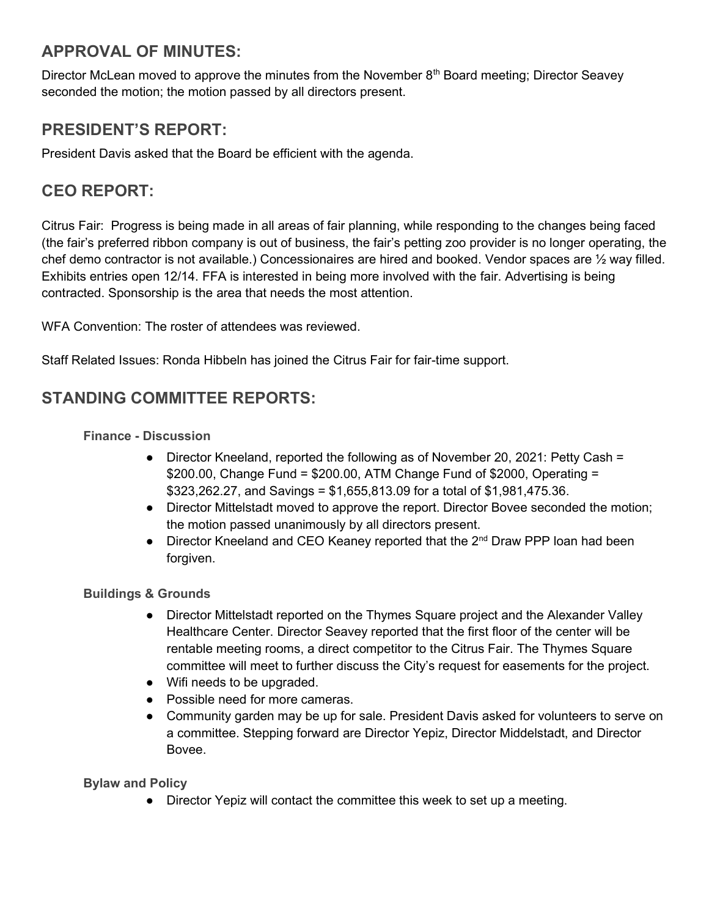## APPROVAL OF MINUTES:

Director McLean moved to approve the minutes from the November 8th Board meeting; Director Seavey seconded the motion; the motion passed by all directors present.

## PRESIDENT'S REPORT:

President Davis asked that the Board be efficient with the agenda.

## CEO REPORT:

Citrus Fair: Progress is being made in all areas of fair planning, while responding to the changes being faced (the fair's preferred ribbon company is out of business, the fair's petting zoo provider is no longer operating, the chef demo contractor is not available.) Concessionaires are hired and booked. Vendor spaces are ½ way filled. Exhibits entries open 12/14. FFA is interested in being more involved with the fair. Advertising is being contracted. Sponsorship is the area that needs the most attention.

WFA Convention: The roster of attendees was reviewed.

Staff Related Issues: Ronda Hibbeln has joined the Citrus Fair for fair-time support.

## STANDING COMMITTEE REPORTS:

### Finance - Discussion

- Director Kneeland, reported the following as of November 20, 2021: Petty Cash = $200.00, Change Fund = $200.00, ATM Change Fund of $2000, Operating = $323,262.27, and Savings = $1,655,813.09 for a total of $1,981,475.36.
- Director Mittelstadt moved to approve the report. Director Bovee seconded the motion; the motion passed unanimously by all directors present.
- Director Kneeland and CEO Keaney reported that the 2nd Draw PPP loan had been forgiven.

### Buildings & Grounds

- Director Mittelstadt reported on the Thymes Square project and the Alexander Valley Healthcare Center. Director Seavey reported that the first floor of the center will be rentable meeting rooms, a direct competitor to the Citrus Fair. The Thymes Square committee will meet to further discuss the City's request for easements for the project.
- Wifi needs to be upgraded.
- Possible need for more cameras.
- Community garden may be up for sale. President Davis asked for volunteers to serve on a committee. Stepping forward are Director Yepiz, Director Middelstadt, and Director Bovee.

### Bylaw and Policy

- Director Yepiz will contact the committee this week to set up a meeting.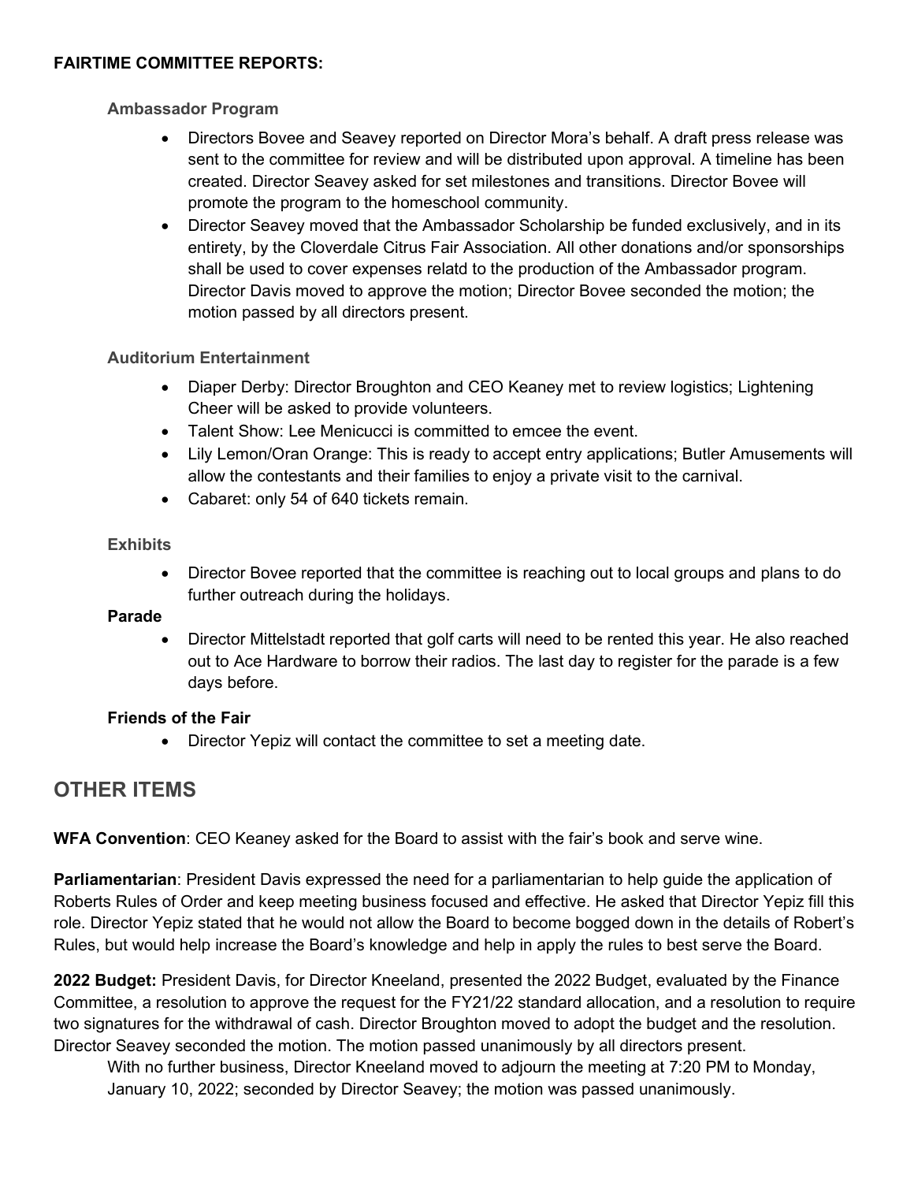**FAIRTIME COMMITTEE REPORTS:**

**Ambassador Program**

- Directors Bovee and Seavey reported on Director Mora's behalf. A draft press release was sent to the committee for review and will be distributed upon approval. A timeline has been created. Director Seavey asked for set milestones and transitions. Director Bovee will promote the program to the homeschool community.
- Director Seavey moved that the Ambassador Scholarship be funded exclusively, and in its entirety, by the Cloverdale Citrus Fair Association. All other donations and/or sponsorships shall be used to cover expenses relatd to the production of the Ambassador program. Director Davis moved to approve the motion; Director Bovee seconded the motion; the motion passed by all directors present.

**Auditorium Entertainment**

- Diaper Derby: Director Broughton and CEO Keaney met to review logistics; Lightening Cheer will be asked to provide volunteers.
- Talent Show: Lee Menicucci is committed to emcee the event.
- Lily Lemon/Oran Orange: This is ready to accept entry applications; Butler Amusements will allow the contestants and their families to enjoy a private visit to the carnival.
- Cabaret: only 54 of 640 tickets remain.

**Exhibits**

- Director Bovee reported that the committee is reaching out to local groups and plans to do further outreach during the holidays.

**Parade**

- Director Mittelstadt reported that golf carts will need to be rented this year. He also reached out to Ace Hardware to borrow their radios. The last day to register for the parade is a few days before.

**Friends of the Fair**

- Director Yepiz will contact the committee to set a meeting date.

## OTHER ITEMS

**WFA Convention**: CEO Keaney asked for the Board to assist with the fair's book and serve wine.

**Parliamentarian**: President Davis expressed the need for a parliamentarian to help guide the application of Roberts Rules of Order and keep meeting business focused and effective. He asked that Director Yepiz fill this role. Director Yepiz stated that he would not allow the Board to become bogged down in the details of Robert's Rules, but would help increase the Board's knowledge and help in apply the rules to best serve the Board.

**2022 Budget:** President Davis, for Director Kneeland, presented the 2022 Budget, evaluated by the Finance Committee, a resolution to approve the request for the FY21/22 standard allocation, and a resolution to require two signatures for the withdrawal of cash. Director Broughton moved to adopt the budget and the resolution. Director Seavey seconded the motion. The motion passed unanimously by all directors present.

With no further business, Director Kneeland moved to adjourn the meeting at 7:20 PM to Monday, January 10, 2022; seconded by Director Seavey; the motion was passed unanimously.